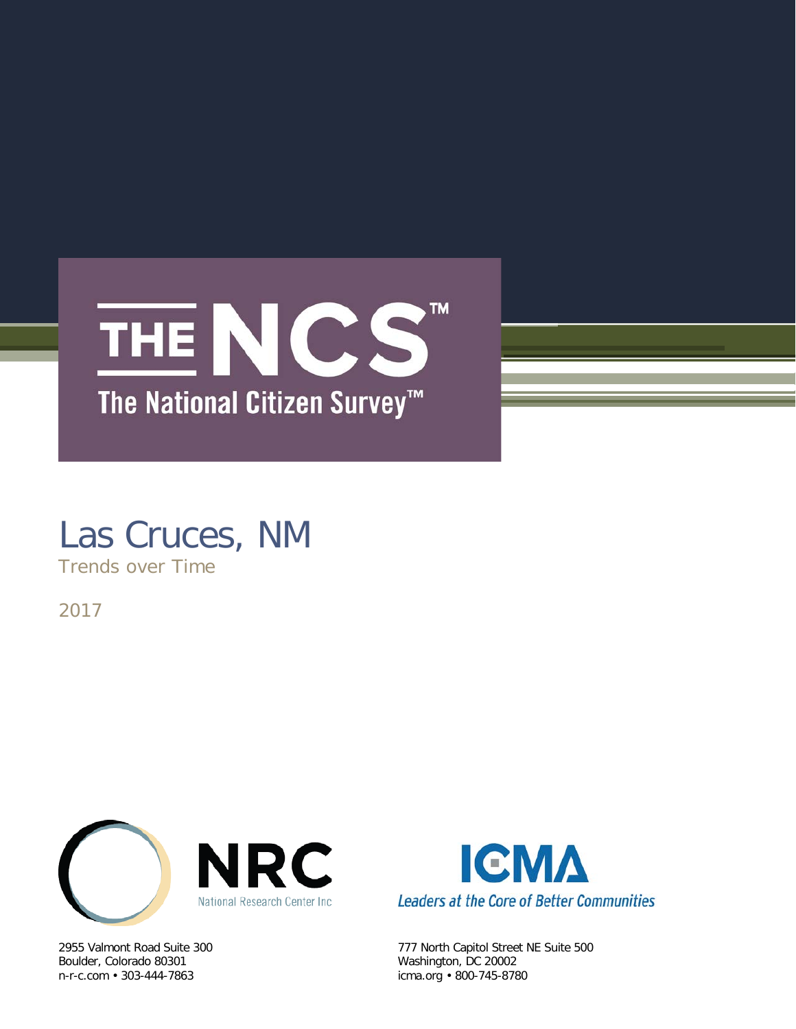# THE NCS™

## The National Citizen Survey™

# Las Cruces, NM

Trends over Time

2017

NRC

National Research Center Inc

2955 Valmont Road Suite 300
Boulder, Colorado 80301
n-r-c.com • 303-444-7863

ICMA

*Leaders at the Core of Better Communities*

777 North Capitol Street NE Suite 500
Washington, DC 20002
icma.org • 800-745-8780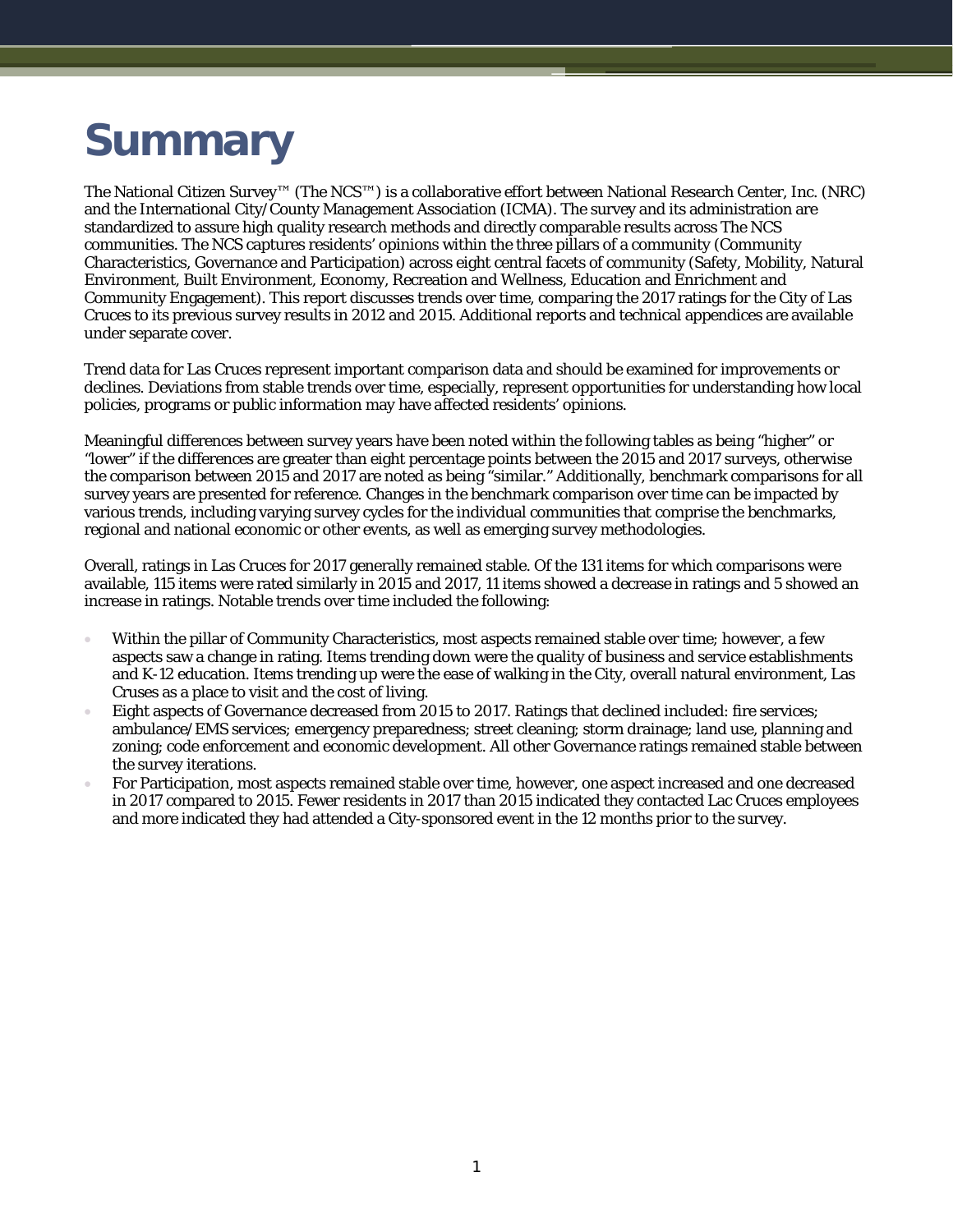# Summary

The National Citizen Survey™ (The NCS™) is a collaborative effort between National Research Center, Inc. (NRC) and the International City/County Management Association (ICMA). The survey and its administration are standardized to assure high quality research methods and directly comparable results across The NCS communities. The NCS captures residents' opinions within the three pillars of a community (Community Characteristics, Governance and Participation) across eight central facets of community (Safety, Mobility, Natural Environment, Built Environment, Economy, Recreation and Wellness, Education and Enrichment and Community Engagement). This report discusses trends over time, comparing the 2017 ratings for the City of Las Cruces to its previous survey results in 2012 and 2015. Additional reports and technical appendices are available under separate cover.

Trend data for Las Cruces represent important comparison data and should be examined for improvements or declines. Deviations from stable trends over time, especially, represent opportunities for understanding how local policies, programs or public information may have affected residents' opinions.

Meaningful differences between survey years have been noted within the following tables as being "higher" or "lower" if the differences are greater than eight percentage points between the 2015 and 2017 surveys, otherwise the comparison between 2015 and 2017 are noted as being "similar." Additionally, benchmark comparisons for all survey years are presented for reference. Changes in the benchmark comparison over time can be impacted by various trends, including varying survey cycles for the individual communities that comprise the benchmarks, regional and national economic or other events, as well as emerging survey methodologies.

Overall, ratings in Las Cruces for 2017 generally remained stable. Of the 131 items for which comparisons were available, 115 items were rated similarly in 2015 and 2017, 11 items showed a decrease in ratings and 5 showed an increase in ratings. Notable trends over time included the following:

- Within the pillar of Community Characteristics, most aspects remained stable over time; however, a few aspects saw a change in rating. Items trending down were the quality of business and service establishments and K-12 education. Items trending up were the ease of walking in the City, overall natural environment, Las Cruses as a place to visit and the cost of living.
- Eight aspects of Governance decreased from 2015 to 2017. Ratings that declined included: fire services; ambulance/EMS services; emergency preparedness; street cleaning; storm drainage; land use, planning and zoning; code enforcement and economic development. All other Governance ratings remained stable between the survey iterations.
- For Participation, most aspects remained stable over time, however, one aspect increased and one decreased in 2017 compared to 2015. Fewer residents in 2017 than 2015 indicated they contacted Lac Cruces employees and more indicated they had attended a City-sponsored event in the 12 months prior to the survey.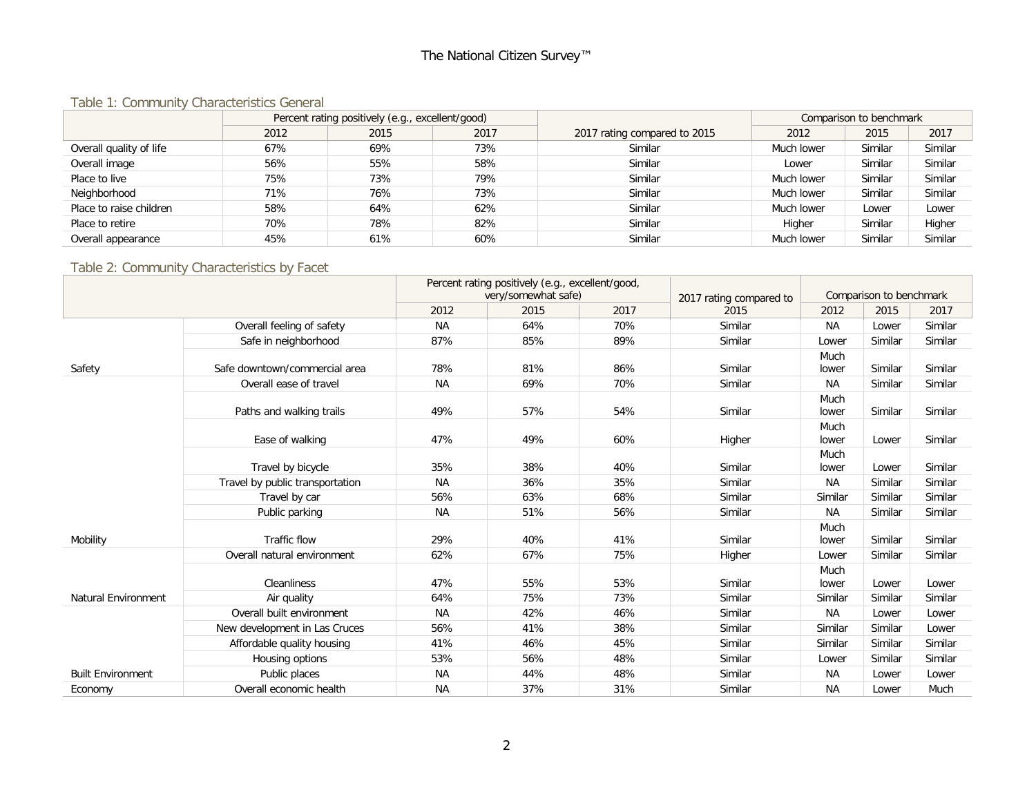### Table 1: Community Characteristics General

| | Percent rating positively (e.g., excellent/good) | | | 2017 rating compared to 2015 | Comparison to benchmark | | |
|---|---|---|---|---|---|---|---|
| | 2012 | 2015 | 2017 | | 2012 | 2015 | 2017 |
| Overall quality of life | 67% | 69% | 73% | Similar | Much lower | Similar | Similar |
| Overall image | 56% | 55% | 58% | Similar | Lower | Similar | Similar |
| Place to live | 75% | 73% | 79% | Similar | Much lower | Similar | Similar |
| Neighborhood | 71% | 76% | 73% | Similar | Much lower | Similar | Similar |
| Place to raise children | 58% | 64% | 62% | Similar | Much lower | Lower | Lower |
| Place to retire | 70% | 78% | 82% | Similar | Higher | Similar | Higher |
| Overall appearance | 45% | 61% | 60% | Similar | Much lower | Similar | Similar |

### Table 2: Community Characteristics by Facet

| | | Percent rating positively (e.g., excellent/good, very/somewhat safe) | | | 2017 rating compared to 2015 | Comparison to benchmark | | |
|---|---|---|---|---|---|---|---|---|
| | | 2012 | 2015 | 2017 | | 2012 | 2015 | 2017 |
| Safety | Overall feeling of safety | NA | 64% | 70% | Similar | NA | Lower | Similar |
| | Safe in neighborhood | 87% | 85% | 89% | Similar | Lower | Similar | Similar |
| | Safe downtown/commercial area | 78% | 81% | 86% | Similar | Much lower | Similar | Similar |
| Mobility | Overall ease of travel | NA | 69% | 70% | Similar | NA | Similar | Similar |
| | Paths and walking trails | 49% | 57% | 54% | Similar | Much lower | Similar | Similar |
| | Ease of walking | 47% | 49% | 60% | Higher | Much lower | Lower | Similar |
| | Travel by bicycle | 35% | 38% | 40% | Similar | Much lower | Lower | Similar |
| | Travel by public transportation | NA | 36% | 35% | Similar | NA | Similar | Similar |
| | Travel by car | 56% | 63% | 68% | Similar | Similar | Similar | Similar |
| | Public parking | NA | 51% | 56% | Similar | NA | Similar | Similar |
| | Traffic flow | 29% | 40% | 41% | Similar | Much lower | Similar | Similar |
| Natural Environment | Overall natural environment | 62% | 67% | 75% | Higher | Lower | Similar | Similar |
| | Cleanliness | 47% | 55% | 53% | Similar | Much lower | Lower | Lower |
| | Air quality | 64% | 75% | 73% | Similar | Similar | Similar | Similar |
| Built Environment | Overall built environment | NA | 42% | 46% | Similar | NA | Lower | Lower |
| | New development in Las Cruces | 56% | 41% | 38% | Similar | Similar | Similar | Lower |
| | Affordable quality housing | 41% | 46% | 45% | Similar | Similar | Similar | Similar |
| | Housing options | 53% | 56% | 48% | Similar | Lower | Similar | Similar |
| | Public places | NA | 44% | 48% | Similar | NA | Lower | Lower |
| Economy | Overall economic health | NA | 37% | 31% | Similar | NA | Lower | Much |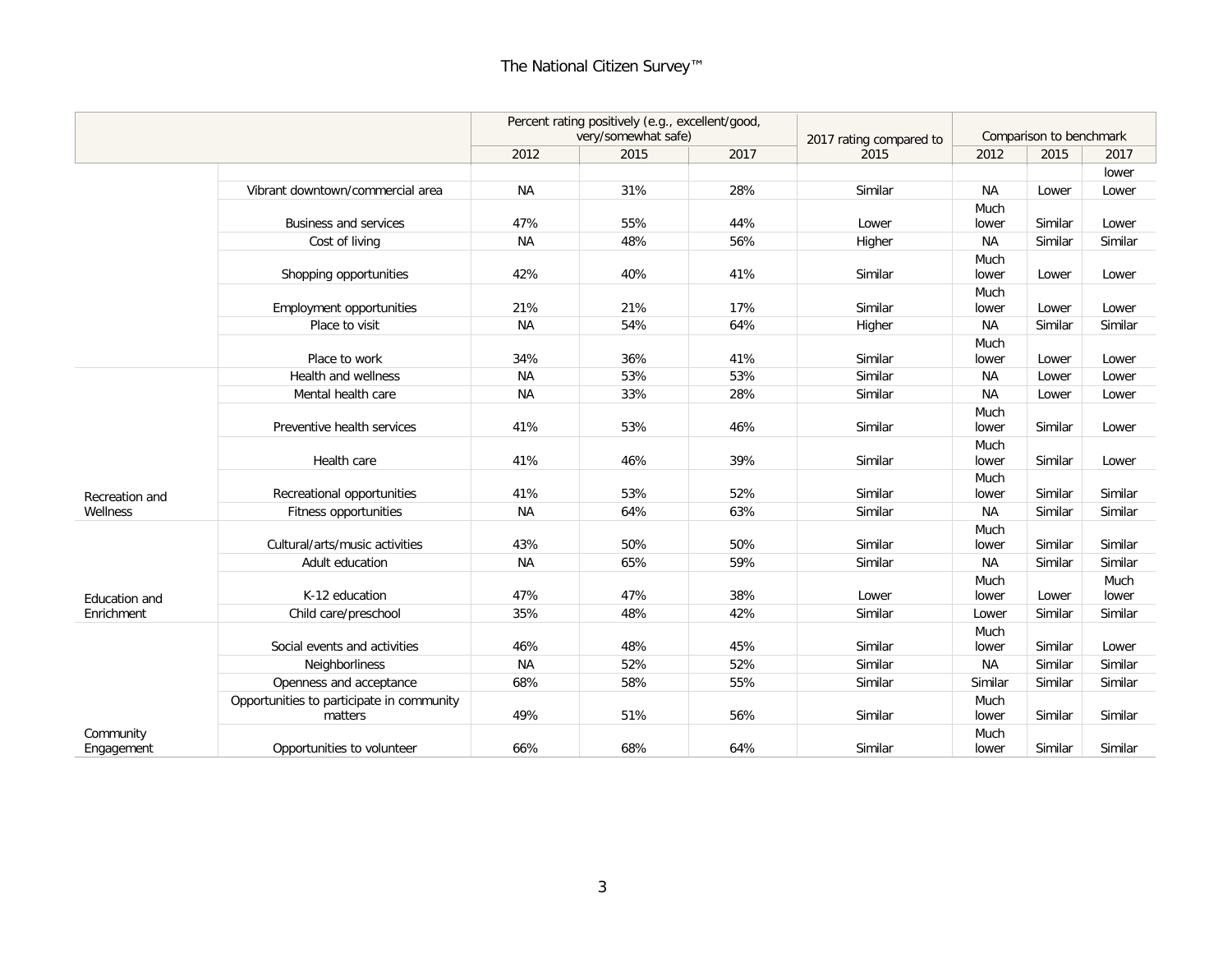| | | Percent rating positively (e.g., excellent/good, very/somewhat safe) | | | 2017 rating compared to 2015 | Comparison to benchmark | | |
|---|---|---|---|---|---|---|---|---|
| | | 2012 | 2015 | 2017 | | 2012 | 2015 | 2017 |
| | | | | | | | | lower |
| | Vibrant downtown/commercial area | NA | 31% | 28% | Similar | NA | Lower | Lower |
| | Business and services | 47% | 55% | 44% | Lower | Much lower | Similar | Lower |
| | Cost of living | NA | 48% | 56% | Higher | NA | Similar | Similar |
| | Shopping opportunities | 42% | 40% | 41% | Similar | Much lower | Lower | Lower |
| | Employment opportunities | 21% | 21% | 17% | Similar | Much lower | Lower | Lower |
| | Place to visit | NA | 54% | 64% | Higher | NA | Similar | Similar |
| | Place to work | 34% | 36% | 41% | Similar | Much lower | Lower | Lower |
| Recreation and Wellness | Health and wellness | NA | 53% | 53% | Similar | NA | Lower | Lower |
| | Mental health care | NA | 33% | 28% | Similar | NA | Lower | Lower |
| | Preventive health services | 41% | 53% | 46% | Similar | Much lower | Similar | Lower |
| | Health care | 41% | 46% | 39% | Similar | Much lower | Similar | Lower |
| | Recreational opportunities | 41% | 53% | 52% | Similar | Much lower | Similar | Similar |
| | Fitness opportunities | NA | 64% | 63% | Similar | NA | Similar | Similar |
| Education and Enrichment | Cultural/arts/music activities | 43% | 50% | 50% | Similar | Much lower | Similar | Similar |
| | Adult education | NA | 65% | 59% | Similar | NA | Similar | Similar |
| | K-12 education | 47% | 47% | 38% | Lower | Much lower | Lower | Much lower |
| | Child care/preschool | 35% | 48% | 42% | Similar | Lower | Similar | Similar |
| Community Engagement | Social events and activities | 46% | 48% | 45% | Similar | Much lower | Similar | Lower |
| | Neighborliness | NA | 52% | 52% | Similar | NA | Similar | Similar |
| | Openness and acceptance | 68% | 58% | 55% | Similar | Similar | Similar | Similar |
| | Opportunities to participate in community matters | 49% | 51% | 56% | Similar | Much lower | Similar | Similar |
| | Opportunities to volunteer | 66% | 68% | 64% | Similar | Much lower | Similar | Similar |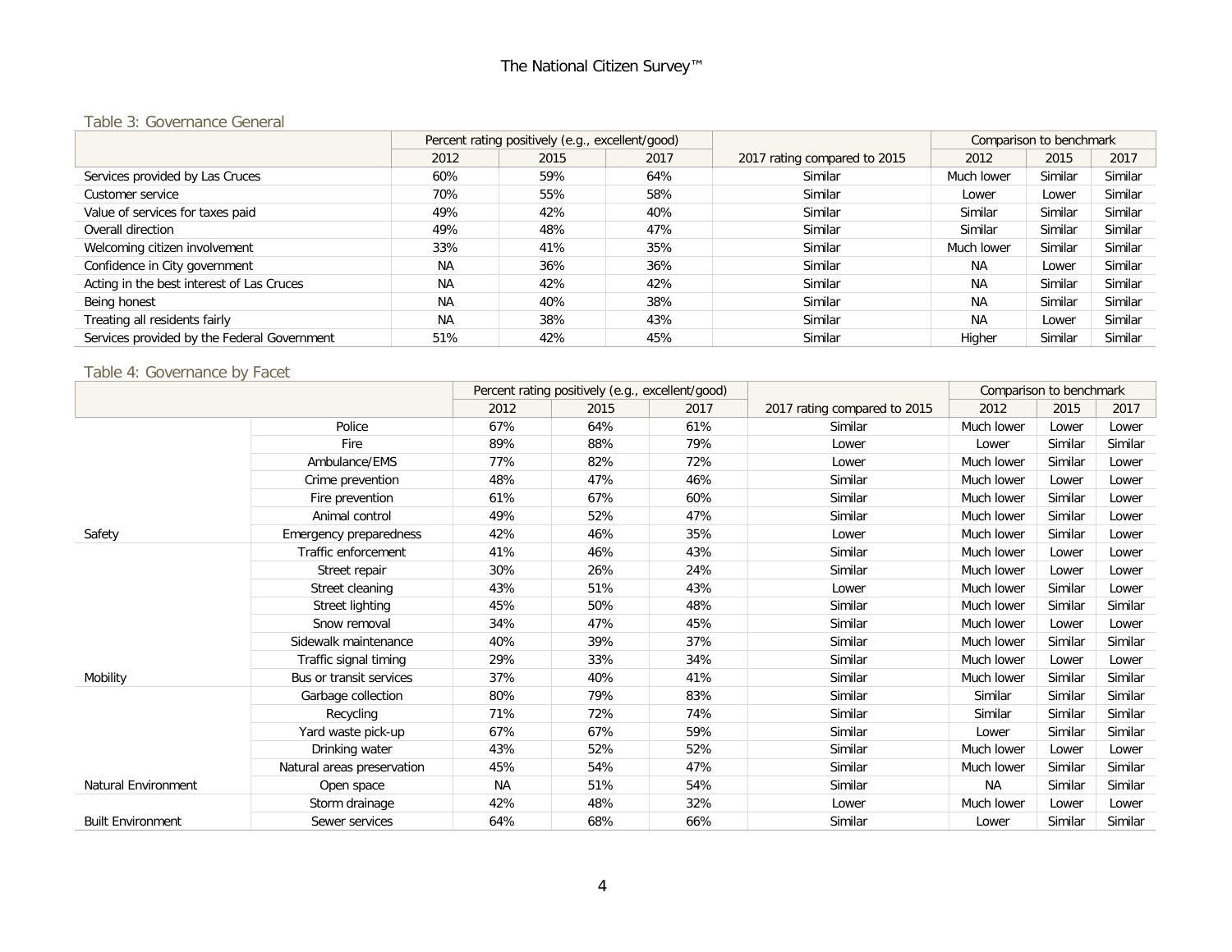Table 3: Governance General

| | Percent rating positively (e.g., excellent/good) | | | | Comparison to benchmark | | |
|---|---|---|---|---|---|---|---|
| | 2012 | 2015 | 2017 | 2017 rating compared to 2015 | 2012 | 2015 | 2017 |
| Services provided by Las Cruces | 60% | 59% | 64% | Similar | Much lower | Similar | Similar |
| Customer service | 70% | 55% | 58% | Similar | Lower | Lower | Similar |
| Value of services for taxes paid | 49% | 42% | 40% | Similar | Similar | Similar | Similar |
| Overall direction | 49% | 48% | 47% | Similar | Similar | Similar | Similar |
| Welcoming citizen involvement | 33% | 41% | 35% | Similar | Much lower | Similar | Similar |
| Confidence in City government | NA | 36% | 36% | Similar | NA | Lower | Similar |
| Acting in the best interest of Las Cruces | NA | 42% | 42% | Similar | NA | Similar | Similar |
| Being honest | NA | 40% | 38% | Similar | NA | Similar | Similar |
| Treating all residents fairly | NA | 38% | 43% | Similar | NA | Lower | Similar |
| Services provided by the Federal Government | 51% | 42% | 45% | Similar | Higher | Similar | Similar |

Table 4: Governance by Facet

| | | Percent rating positively (e.g., excellent/good) | | | | Comparison to benchmark | | |
|---|---|---|---|---|---|---|---|---|
| | | 2012 | 2015 | 2017 | 2017 rating compared to 2015 | 2012 | 2015 | 2017 |
| Safety | Police | 67% | 64% | 61% | Similar | Much lower | Lower | Lower |
| | Fire | 89% | 88% | 79% | Lower | Lower | Similar | Similar |
| | Ambulance/EMS | 77% | 82% | 72% | Lower | Much lower | Similar | Lower |
| | Crime prevention | 48% | 47% | 46% | Similar | Much lower | Lower | Lower |
| | Fire prevention | 61% | 67% | 60% | Similar | Much lower | Similar | Lower |
| | Animal control | 49% | 52% | 47% | Similar | Much lower | Similar | Lower |
| | Emergency preparedness | 42% | 46% | 35% | Lower | Much lower | Similar | Lower |
| Mobility | Traffic enforcement | 41% | 46% | 43% | Similar | Much lower | Lower | Lower |
| | Street repair | 30% | 26% | 24% | Similar | Much lower | Lower | Lower |
| | Street cleaning | 43% | 51% | 43% | Lower | Much lower | Similar | Lower |
| | Street lighting | 45% | 50% | 48% | Similar | Much lower | Similar | Similar |
| | Snow removal | 34% | 47% | 45% | Similar | Much lower | Lower | Lower |
| | Sidewalk maintenance | 40% | 39% | 37% | Similar | Much lower | Similar | Similar |
| | Traffic signal timing | 29% | 33% | 34% | Similar | Much lower | Lower | Lower |
| | Bus or transit services | 37% | 40% | 41% | Similar | Much lower | Similar | Similar |
| Natural Environment | Garbage collection | 80% | 79% | 83% | Similar | Similar | Similar | Similar |
| | Recycling | 71% | 72% | 74% | Similar | Similar | Similar | Similar |
| | Yard waste pick-up | 67% | 67% | 59% | Similar | Lower | Similar | Similar |
| | Drinking water | 43% | 52% | 52% | Similar | Much lower | Lower | Lower |
| | Natural areas preservation | 45% | 54% | 47% | Similar | Much lower | Similar | Similar |
| | Open space | NA | 51% | 54% | Similar | NA | Similar | Similar |
| Built Environment | Storm drainage | 42% | 48% | 32% | Lower | Much lower | Lower | Lower |
| | Sewer services | 64% | 68% | 66% | Similar | Lower | Similar | Similar |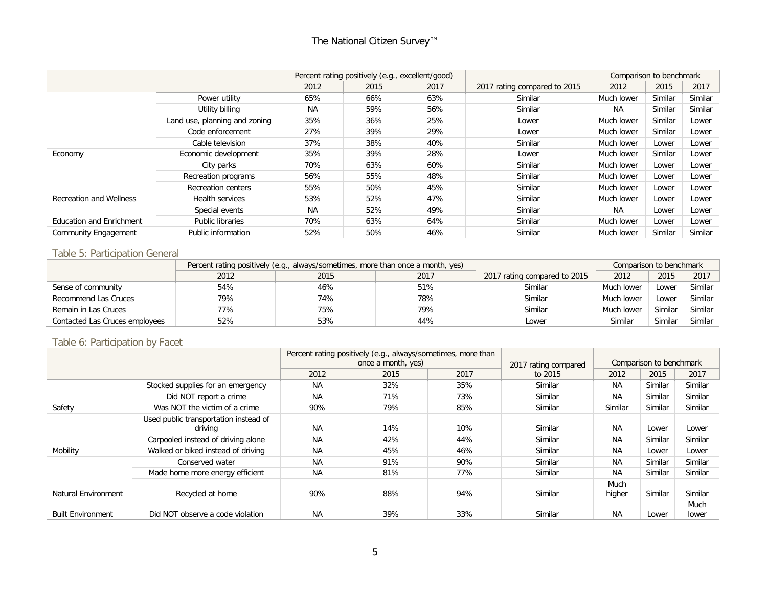| | | Percent rating positively (e.g., excellent/good) | | | | Comparison to benchmark | | |
|---|---|---|---|---|---|---|---|---|
| | | 2012 | 2015 | 2017 | 2017 rating compared to 2015 | 2012 | 2015 | 2017 |
| | Power utility | 65% | 66% | 63% | Similar | Much lower | Similar | Similar |
| | Utility billing | NA | 59% | 56% | Similar | NA | Similar | Similar |
| | Land use, planning and zoning | 35% | 36% | 25% | Lower | Much lower | Similar | Lower |
| | Code enforcement | 27% | 39% | 29% | Lower | Much lower | Similar | Lower |
| | Cable television | 37% | 38% | 40% | Similar | Much lower | Lower | Lower |
| Economy | Economic development | 35% | 39% | 28% | Lower | Much lower | Similar | Lower |
| | City parks | 70% | 63% | 60% | Similar | Much lower | Lower | Lower |
| | Recreation programs | 56% | 55% | 48% | Similar | Much lower | Lower | Lower |
| | Recreation centers | 55% | 50% | 45% | Similar | Much lower | Lower | Lower |
| Recreation and Wellness | Health services | 53% | 52% | 47% | Similar | Much lower | Lower | Lower |
| | Special events | NA | 52% | 49% | Similar | NA | Lower | Lower |
| Education and Enrichment | Public libraries | 70% | 63% | 64% | Similar | Much lower | Lower | Lower |
| Community Engagement | Public information | 52% | 50% | 46% | Similar | Much lower | Similar | Similar |

## Table 5: Participation General

| | Percent rating positively (e.g., always/sometimes, more than once a month, yes) | | | | Comparison to benchmark | | |
|---|---|---|---|---|---|---|---|
| | 2012 | 2015 | 2017 | 2017 rating compared to 2015 | 2012 | 2015 | 2017 |
| Sense of community | 54% | 46% | 51% | Similar | Much lower | Lower | Similar |
| Recommend Las Cruces | 79% | 74% | 78% | Similar | Much lower | Lower | Similar |
| Remain in Las Cruces | 77% | 75% | 79% | Similar | Much lower | Similar | Similar |
| Contacted Las Cruces employees | 52% | 53% | 44% | Lower | Similar | Similar | Similar |

## Table 6: Participation by Facet

| | | Percent rating positively (e.g., always/sometimes, more than once a month, yes) | | | 2017 rating compared to 2015 | Comparison to benchmark | | |
|---|---|---|---|---|---|---|---|---|
| | | 2012 | 2015 | 2017 | | 2012 | 2015 | 2017 |
| | Stocked supplies for an emergency | NA | 32% | 35% | Similar | NA | Similar | Similar |
| | Did NOT report a crime | NA | 71% | 73% | Similar | NA | Similar | Similar |
| Safety | Was NOT the victim of a crime | 90% | 79% | 85% | Similar | Similar | Similar | Similar |
| | Used public transportation instead of driving | NA | 14% | 10% | Similar | NA | Lower | Lower |
| | Carpooled instead of driving alone | NA | 42% | 44% | Similar | NA | Similar | Similar |
| Mobility | Walked or biked instead of driving | NA | 45% | 46% | Similar | NA | Lower | Lower |
| | Conserved water | NA | 91% | 90% | Similar | NA | Similar | Similar |
| | Made home more energy efficient | NA | 81% | 77% | Similar | NA | Similar | Similar |
| Natural Environment | Recycled at home | 90% | 88% | 94% | Similar | Much higher | Similar | Similar |
| Built Environment | Did NOT observe a code violation | NA | 39% | 33% | Similar | NA | Lower | Much lower |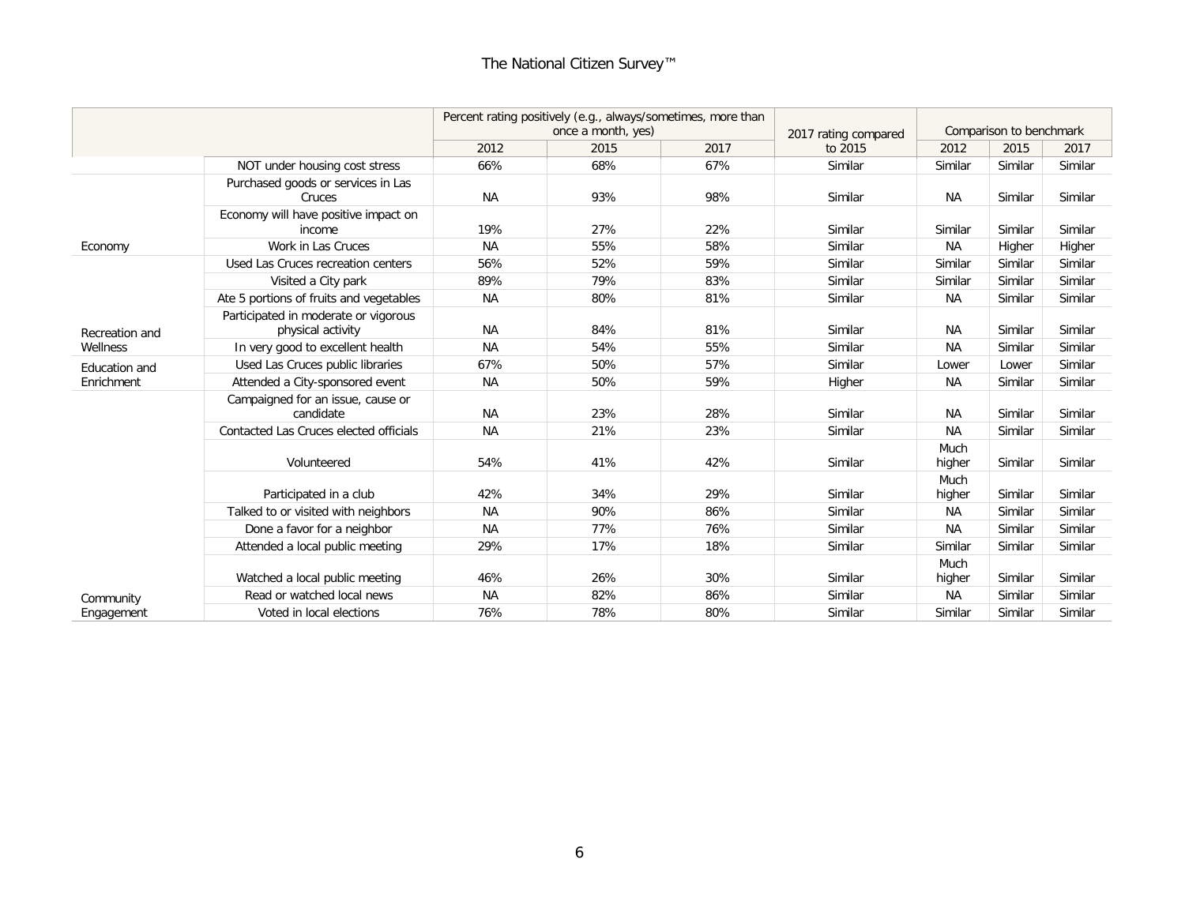| | | Percent rating positively (e.g., always/sometimes, more than once a month, yes) | | | 2017 rating compared to 2015 | Comparison to benchmark | | |
|---|---|---|---|---|---|---|---|---|
| | | 2012 | 2015 | 2017 | | 2012 | 2015 | 2017 |
| | NOT under housing cost stress | 66% | 68% | 67% | Similar | Similar | Similar | Similar |
| Economy | Purchased goods or services in Las Cruces | NA | 93% | 98% | Similar | NA | Similar | Similar |
| | Economy will have positive impact on income | 19% | 27% | 22% | Similar | Similar | Similar | Similar |
| | Work in Las Cruces | NA | 55% | 58% | Similar | NA | Higher | Higher |
| Recreation and Wellness | Used Las Cruces recreation centers | 56% | 52% | 59% | Similar | Similar | Similar | Similar |
| | Visited a City park | 89% | 79% | 83% | Similar | Similar | Similar | Similar |
| | Ate 5 portions of fruits and vegetables | NA | 80% | 81% | Similar | NA | Similar | Similar |
| | Participated in moderate or vigorous physical activity | NA | 84% | 81% | Similar | NA | Similar | Similar |
| | In very good to excellent health | NA | 54% | 55% | Similar | NA | Similar | Similar |
| Education and Enrichment | Used Las Cruces public libraries | 67% | 50% | 57% | Similar | Lower | Lower | Similar |
| | Attended a City-sponsored event | NA | 50% | 59% | Higher | NA | Similar | Similar |
| Community Engagement | Campaigned for an issue, cause or candidate | NA | 23% | 28% | Similar | NA | Similar | Similar |
| | Contacted Las Cruces elected officials | NA | 21% | 23% | Similar | NA | Similar | Similar |
| | Volunteered | 54% | 41% | 42% | Similar | Much higher | Similar | Similar |
| | Participated in a club | 42% | 34% | 29% | Similar | Much higher | Similar | Similar |
| | Talked to or visited with neighbors | NA | 90% | 86% | Similar | NA | Similar | Similar |
| | Done a favor for a neighbor | NA | 77% | 76% | Similar | NA | Similar | Similar |
| | Attended a local public meeting | 29% | 17% | 18% | Similar | Similar | Similar | Similar |
| | Watched a local public meeting | 46% | 26% | 30% | Similar | Much higher | Similar | Similar |
| | Read or watched local news | NA | 82% | 86% | Similar | NA | Similar | Similar |
| | Voted in local elections | 76% | 78% | 80% | Similar | Similar | Similar | Similar |